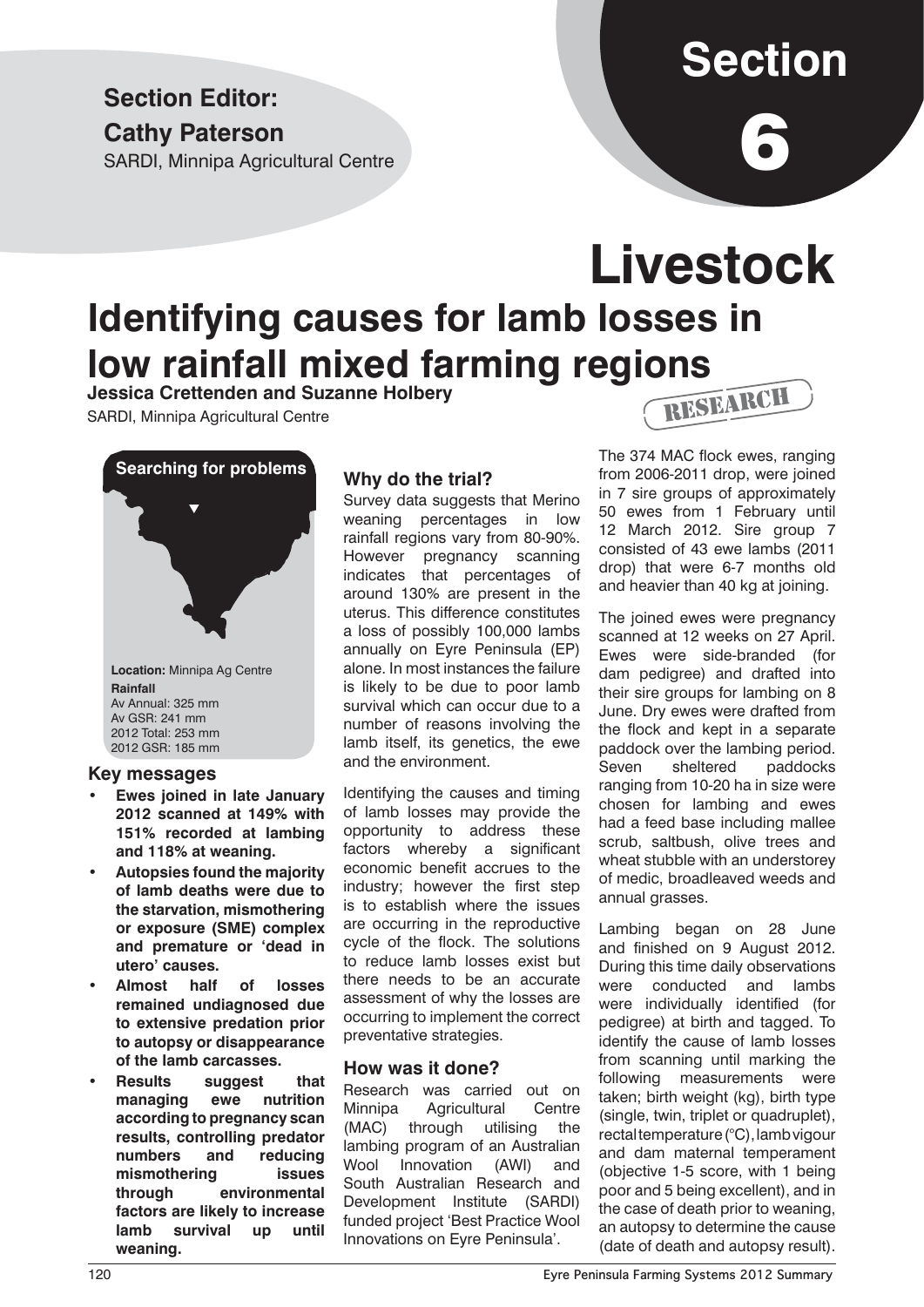**Section Editor:**

**Cathy Paterson**

SARDI, Minnipa Agricultural Centre

# Section 6

# Livestock

## Identifying causes for lamb losses in low rainfall mixed farming regions

**Jessica Crettenden and Suzanne Holbery**

SARDI, Minnipa Agricultural Centre

RESEARCH

**Searching for problems**

**Location:** Minnipa Ag Centre

**Rainfall**

Av Annual: 325 mm

Av GSR: 241 mm

2012 Total: 253 mm

2012 GSR: 185 mm

### Key messages

- **Ewes joined in late January 2012 scanned at 149% with 151% recorded at lambing and 118% at weaning.**
- **Autopsies found the majority of lamb deaths were due to the starvation, mismothering or exposure (SME) complex and premature or 'dead in utero' causes.**
- **Almost half of losses remained undiagnosed due to extensive predation prior to autopsy or disappearance of the lamb carcasses.**
- **Results suggest that managing ewe nutrition according to pregnancy scan results, controlling predator numbers and reducing mismothering issues through environmental factors are likely to increase lamb survival up until weaning.**

### Why do the trial?

Survey data suggests that Merino weaning percentages in low rainfall regions vary from 80-90%. However pregnancy scanning indicates that percentages of around 130% are present in the uterus. This difference constitutes a loss of possibly 100,000 lambs annually on Eyre Peninsula (EP) alone. In most instances the failure is likely to be due to poor lamb survival which can occur due to a number of reasons involving the lamb itself, its genetics, the ewe and the environment.

Identifying the causes and timing of lamb losses may provide the opportunity to address these factors whereby a significant economic benefit accrues to the industry; however the first step is to establish where the issues are occurring in the reproductive cycle of the flock. The solutions to reduce lamb losses exist but there needs to be an accurate assessment of why the losses are occurring to implement the correct preventative strategies.

### How was it done?

Research was carried out on Minnipa Agricultural Centre (MAC) through utilising the lambing program of an Australian Wool Innovation (AWI) and South Australian Research and Development Institute (SARDI) funded project 'Best Practice Wool Innovations on Eyre Peninsula'.

The 374 MAC flock ewes, ranging from 2006-2011 drop, were joined in 7 sire groups of approximately 50 ewes from 1 February until 12 March 2012. Sire group 7 consisted of 43 ewe lambs (2011 drop) that were 6-7 months old and heavier than 40 kg at joining.

The joined ewes were pregnancy scanned at 12 weeks on 27 April. Ewes were side-branded (for dam pedigree) and drafted into their sire groups for lambing on 8 June. Dry ewes were drafted from the flock and kept in a separate paddock over the lambing period. Seven sheltered paddocks ranging from 10-20 ha in size were chosen for lambing and ewes had a feed base including mallee scrub, saltbush, olive trees and wheat stubble with an understorey of medic, broadleaved weeds and annual grasses.

Lambing began on 28 June and finished on 9 August 2012. During this time daily observations were conducted and lambs were individually identified (for pedigree) at birth and tagged. To identify the cause of lamb losses from scanning until marking the following measurements were taken; birth weight (kg), birth type (single, twin, triplet or quadruplet), rectal temperature (°C), lamb vigour and dam maternal temperament (objective 1-5 score, with 1 being poor and 5 being excellent), and in the case of death prior to weaning, an autopsy to determine the cause (date of death and autopsy result).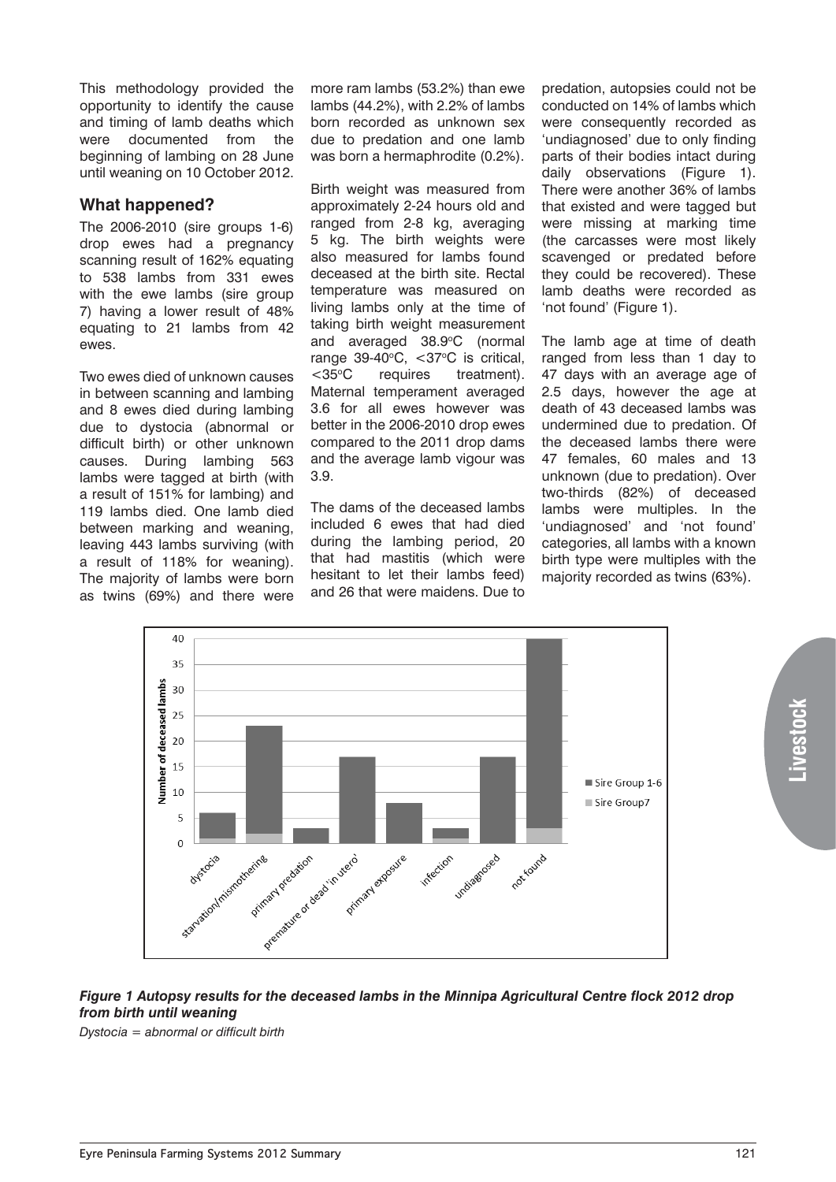This methodology provided the opportunity to identify the cause and timing of lamb deaths which were documented from the beginning of lambing on 28 June until weaning on 10 October 2012.

## What happened?

The 2006-2010 (sire groups 1-6) drop ewes had a pregnancy scanning result of 162% equating to 538 lambs from 331 ewes with the ewe lambs (sire group 7) having a lower result of 48% equating to 21 lambs from 42 ewes.

Two ewes died of unknown causes in between scanning and lambing and 8 ewes died during lambing due to dystocia (abnormal or difficult birth) or other unknown causes. During lambing 563 lambs were tagged at birth (with a result of 151% for lambing) and 119 lambs died. One lamb died between marking and weaning, leaving 443 lambs surviving (with a result of 118% for weaning). The majority of lambs were born as twins (69%) and there were more ram lambs (53.2%) than ewe lambs (44.2%), with 2.2% of lambs born recorded as unknown sex due to predation and one lamb was born a hermaphrodite (0.2%).

Birth weight was measured from approximately 2-24 hours old and ranged from 2-8 kg, averaging 5 kg. The birth weights were also measured for lambs found deceased at the birth site. Rectal temperature was measured on living lambs only at the time of taking birth weight measurement and averaged 38.9°C (normal range 39-40°C, <37°C is critical, <35°C requires treatment). Maternal temperament averaged 3.6 for all ewes however was better in the 2006-2010 drop ewes compared to the 2011 drop dams and the average lamb vigour was 3.9.

The dams of the deceased lambs included 6 ewes that had died during the lambing period, 20 that had mastitis (which were hesitant to let their lambs feed) and 26 that were maidens. Due to predation, autopsies could not be conducted on 14% of lambs which were consequently recorded as 'undiagnosed' due to only finding parts of their bodies intact during daily observations (Figure 1). There were another 36% of lambs that existed and were tagged but were missing at marking time (the carcasses were most likely scavenged or predated before they could be recovered). These lamb deaths were recorded as 'not found' (Figure 1).

The lamb age at time of death ranged from less than 1 day to 47 days with an average age of 2.5 days, however the age at death of 43 deceased lambs was undermined due to predation. Of the deceased lambs there were 47 females, 60 males and 13 unknown (due to predation). Over two-thirds (82%) of deceased lambs were multiples. In the 'undiagnosed' and 'not found' categories, all lambs with a known birth type were multiples with the majority recorded as twins (63%).

***Figure 1 Autopsy results for the deceased lambs in the Minnipa Agricultural Centre flock 2012 drop from birth until weaning***

*Dystocia = abnormal or difficult birth*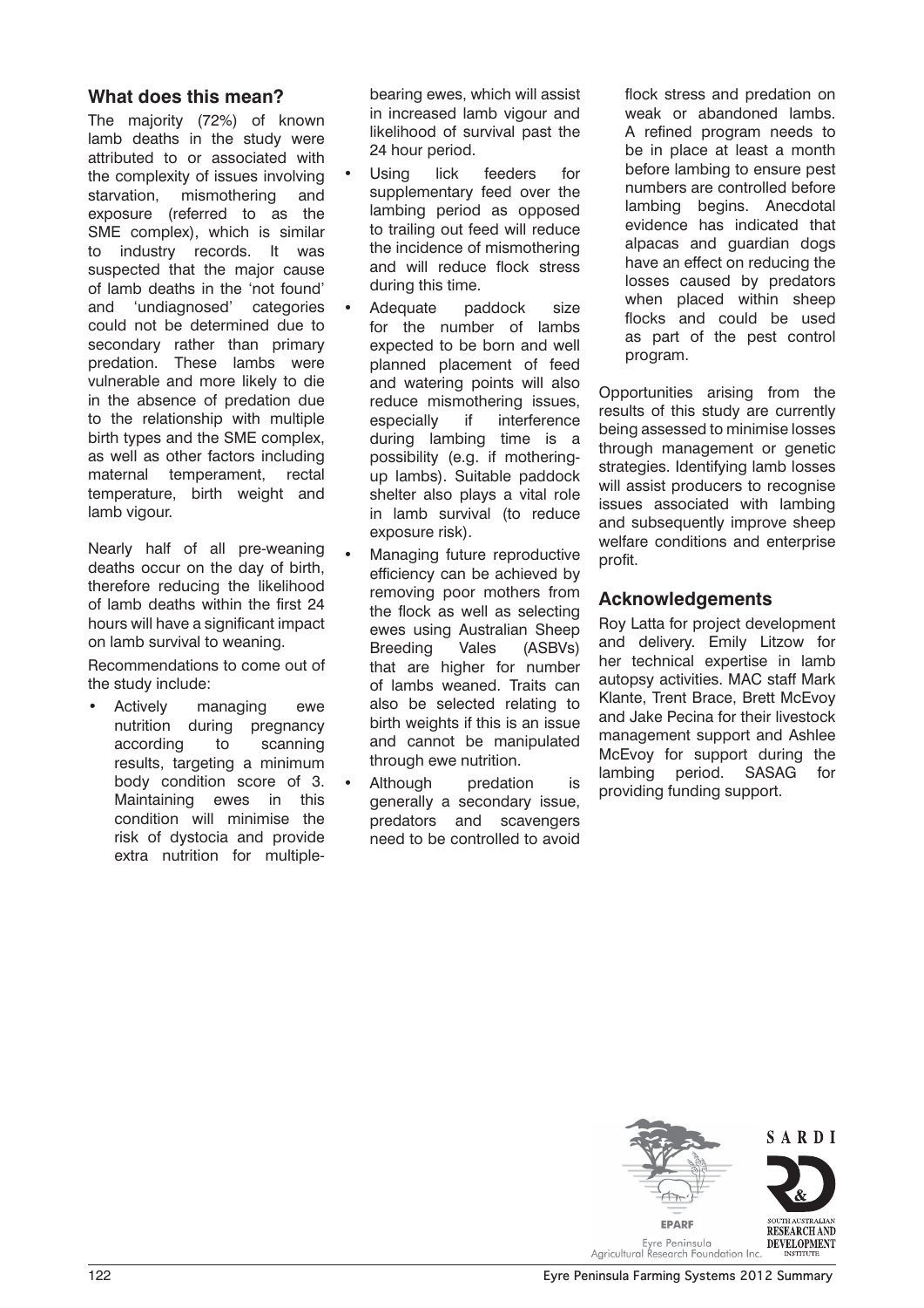## What does this mean?

The majority (72%) of known lamb deaths in the study were attributed to or associated with the complexity of issues involving starvation, mismothering and exposure (referred to as the SME complex), which is similar to industry records. It was suspected that the major cause of lamb deaths in the 'not found' and 'undiagnosed' categories could not be determined due to secondary rather than primary predation. These lambs were vulnerable and more likely to die in the absence of predation due to the relationship with multiple birth types and the SME complex, as well as other factors including maternal temperament, rectal temperature, birth weight and lamb vigour.

Nearly half of all pre-weaning deaths occur on the day of birth, therefore reducing the likelihood of lamb deaths within the first 24 hours will have a significant impact on lamb survival to weaning.

Recommendations to come out of the study include:

- Actively managing ewe nutrition during pregnancy according to scanning results, targeting a minimum body condition score of 3. Maintaining ewes in this condition will minimise the risk of dystocia and provide extra nutrition for multiple-bearing ewes, which will assist in increased lamb vigour and likelihood of survival past the 24 hour period.
- Using lick feeders for supplementary feed over the lambing period as opposed to trailing out feed will reduce the incidence of mismothering and will reduce flock stress during this time.
- Adequate paddock size for the number of lambs expected to be born and well planned placement of feed and watering points will also reduce mismothering issues, especially if interference during lambing time is a possibility (e.g. if mothering-up lambs). Suitable paddock shelter also plays a vital role in lamb survival (to reduce exposure risk).
- Managing future reproductive efficiency can be achieved by removing poor mothers from the flock as well as selecting ewes using Australian Sheep Breeding Vales (ASBVs) that are higher for number of lambs weaned. Traits can also be selected relating to birth weights if this is an issue and cannot be manipulated through ewe nutrition.
- Although predation is generally a secondary issue, predators and scavengers need to be controlled to avoid flock stress and predation on weak or abandoned lambs. A refined program needs to be in place at least a month before lambing to ensure pest numbers are controlled before lambing begins. Anecdotal evidence has indicated that alpacas and guardian dogs have an effect on reducing the losses caused by predators when placed within sheep flocks and could be used as part of the pest control program.

Opportunities arising from the results of this study are currently being assessed to minimise losses through management or genetic strategies. Identifying lamb losses will assist producers to recognise issues associated with lambing and subsequently improve sheep welfare conditions and enterprise profit.

## Acknowledgements

Roy Latta for project development and delivery. Emily Litzow for her technical expertise in lamb autopsy activities. MAC staff Mark Klante, Trent Brace, Brett McEvoy and Jake Pecina for their livestock management support and Ashlee McEvoy for support during the lambing period. SASAG for providing funding support.

EPARF
Eyre Peninsula Agricultural Research Foundation Inc.

SARDI
SOUTH AUSTRALIAN RESEARCH AND DEVELOPMENT INSTITUTE